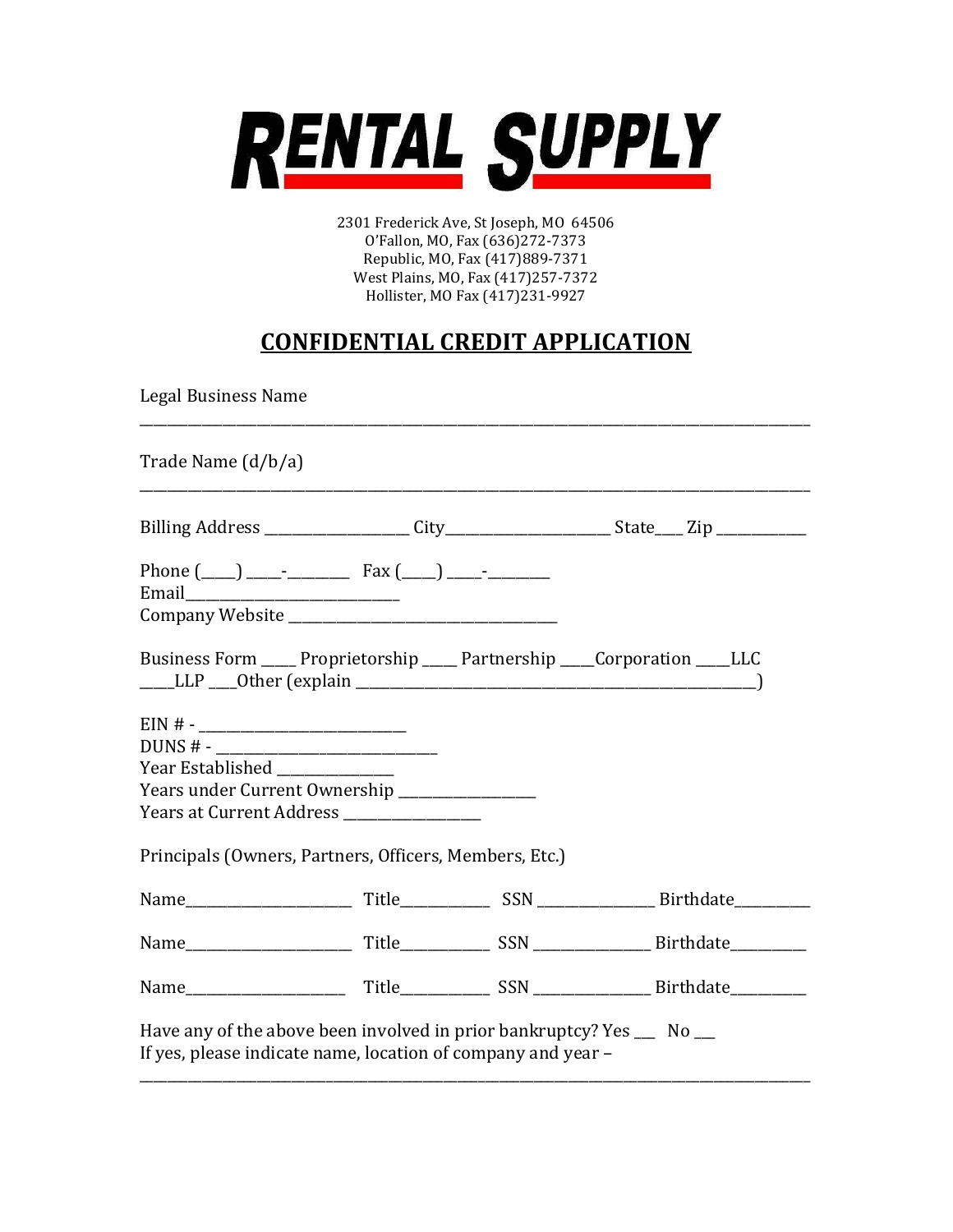# RENTAL SUPPLY

2301 Frederick Ave, St Joseph, MO 64506
O'Fallon, MO, Fax (636)272-7373
Republic, MO, Fax (417)889-7371
West Plains, MO, Fax (417)257-7372
Hollister, MO Fax (417)231-9927

## CONFIDENTIAL CREDIT APPLICATION

Legal Business Name

_______________________________________________________________________________________

Trade Name (d/b/a)

_______________________________________________________________________________________

Billing Address ____________________ City_______________________ State____ Zip ____________

Phone (_____) _____-_________ Fax (_____) _____-_________
Email_____________________________
Company Website _____________________________________

Business Form _____ Proprietorship _____ Partnership _____Corporation _____LLC
_____LLP ____Other (explain ________________________________________________________)

EIN # - _____________________________
DUNS # - ______________________________
Year Established ________________
Years under Current Ownership ___________________
Years at Current Address ___________________

Principals (Owners, Partners, Officers, Members, Etc.)

Name_______________________ Title____________ SSN ________________ Birthdate__________

Name_______________________ Title____________ SSN ________________ Birthdate__________

Name______________________ Title____________ SSN ________________ Birthdate__________

Have any of the above been involved in prior bankruptcy? Yes ___ No ___
If yes, please indicate name, location of company and year –

_______________________________________________________________________________________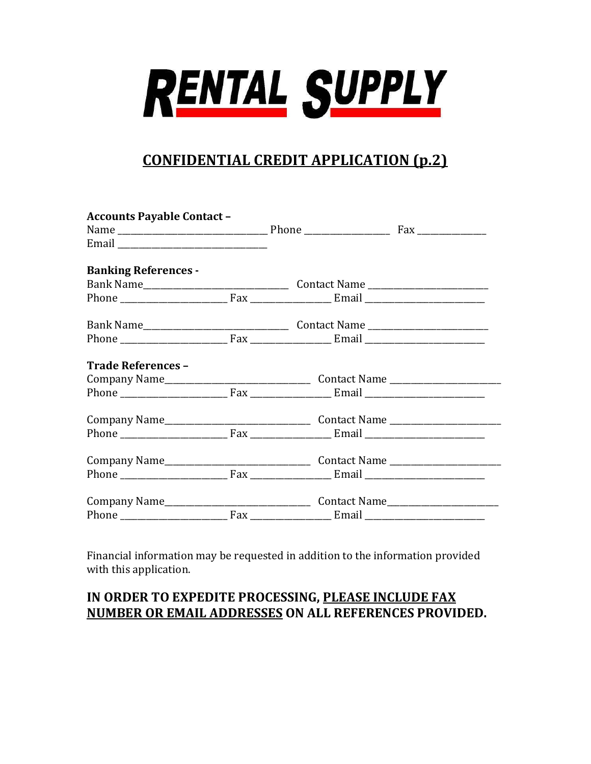# RENTAL SUPPLY

## CONFIDENTIAL CREDIT APPLICATION (p.2)

**Accounts Payable Contact –**

Name ______________________________ Phone _________________ Fax ______________

Email ______________________________

**Banking References -**

Bank Name______________________________ Contact Name _________________________

Phone ______________________ Fax ________________ Email _________________________

Bank Name______________________________ Contact Name _________________________

Phone ______________________ Fax ________________ Email _________________________

**Trade References –**

Company Name______________________________ Contact Name _______________________

Phone ______________________ Fax ________________ Email _________________________

Company Name______________________________ Contact Name _______________________

Phone ______________________ Fax ________________ Email _________________________

Company Name______________________________ Contact Name _______________________

Phone ______________________ Fax ________________ Email _________________________

Company Name______________________________ Contact Name_______________________

Phone ______________________ Fax ________________ Email _________________________

Financial information may be requested in addition to the information provided with this application.

**IN ORDER TO EXPEDITE PROCESSING, PLEASE INCLUDE FAX NUMBER OR EMAIL ADDRESSES ON ALL REFERENCES PROVIDED.**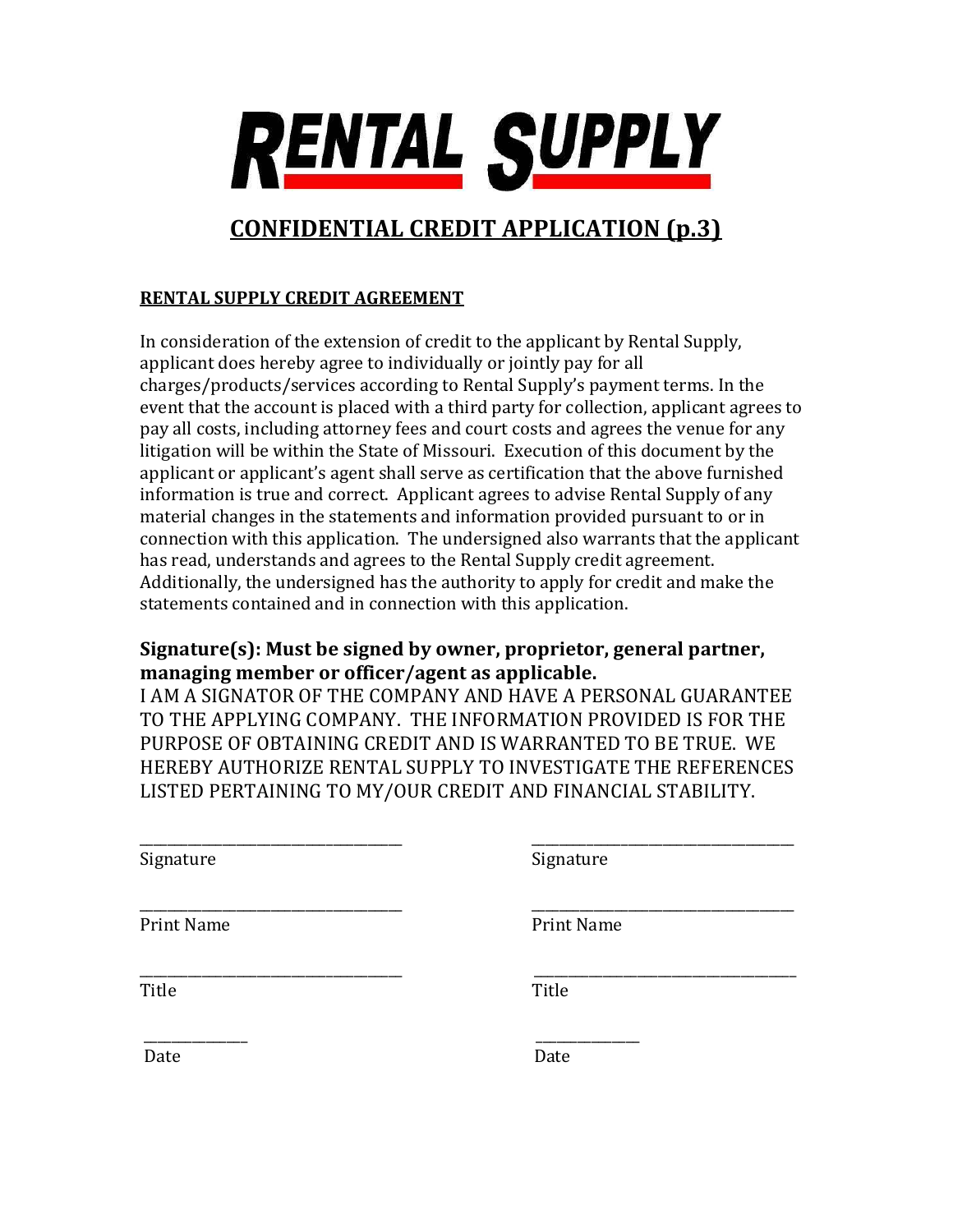# RENTAL SUPPLY

## CONFIDENTIAL CREDIT APPLICATION (p.3)

**RENTAL SUPPLY CREDIT AGREEMENT**

In consideration of the extension of credit to the applicant by Rental Supply, applicant does hereby agree to individually or jointly pay for all charges/products/services according to Rental Supply's payment terms. In the event that the account is placed with a third party for collection, applicant agrees to pay all costs, including attorney fees and court costs and agrees the venue for any litigation will be within the State of Missouri. Execution of this document by the applicant or applicant's agent shall serve as certification that the above furnished information is true and correct. Applicant agrees to advise Rental Supply of any material changes in the statements and information provided pursuant to or in connection with this application. The undersigned also warrants that the applicant has read, understands and agrees to the Rental Supply credit agreement. Additionally, the undersigned has the authority to apply for credit and make the statements contained and in connection with this application.

**Signature(s): Must be signed by owner, proprietor, general partner, managing member or officer/agent as applicable.**

I AM A SIGNATOR OF THE COMPANY AND HAVE A PERSONAL GUARANTEE TO THE APPLYING COMPANY. THE INFORMATION PROVIDED IS FOR THE PURPOSE OF OBTAINING CREDIT AND IS WARRANTED TO BE TRUE. WE HEREBY AUTHORIZE RENTAL SUPPLY TO INVESTIGATE THE REFERENCES LISTED PERTAINING TO MY/OUR CREDIT AND FINANCIAL STABILITY.

| | |
|---|---|
| ______________________________ Signature | ______________________________ Signature |
| ______________________________ Print Name | ______________________________ Print Name |
| ______________________________ Title | ______________________________ Title |
| ____________ Date | ____________ Date |